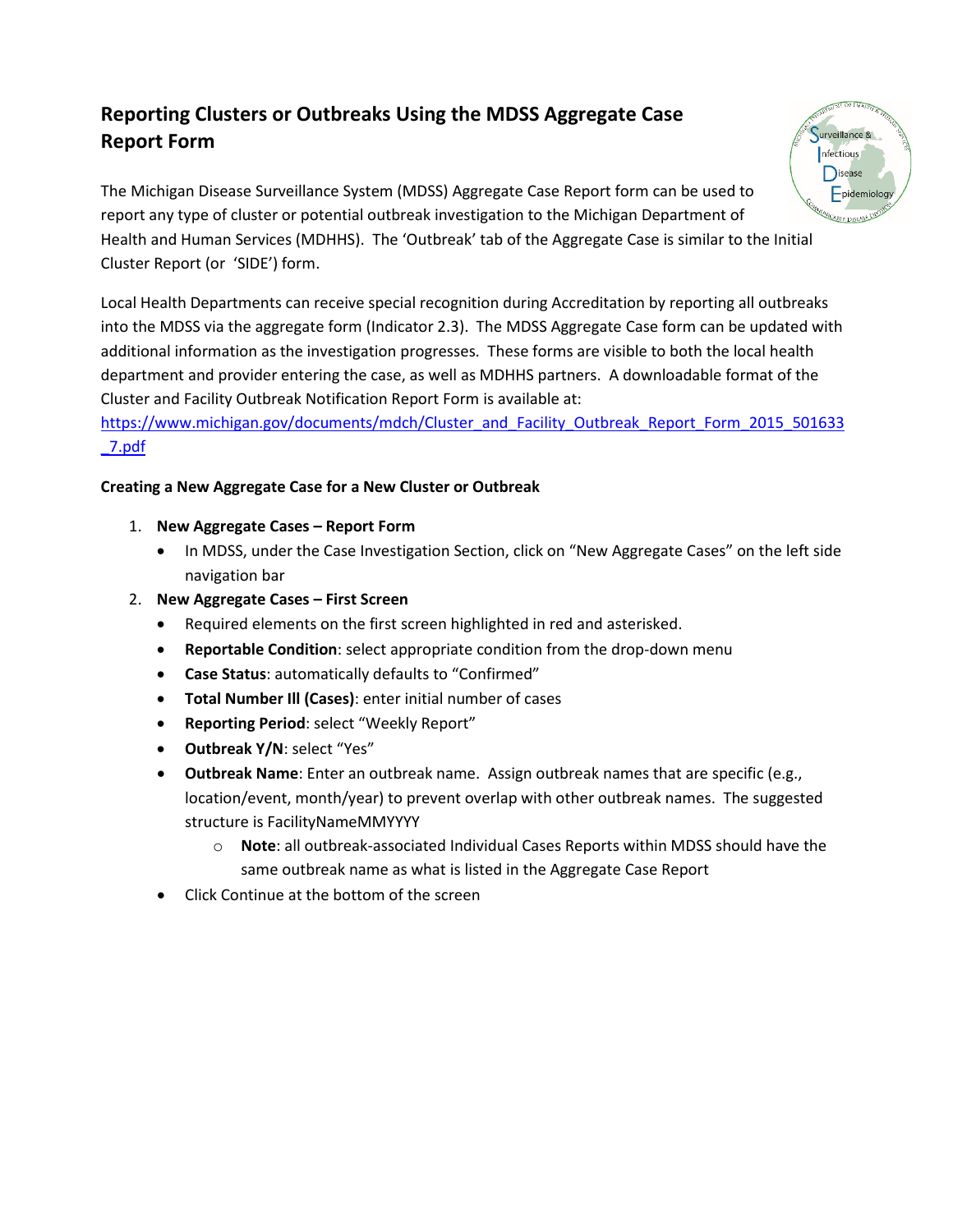# Reporting Clusters or Outbreaks Using the MDSS Aggregate Case Report Form

The Michigan Disease Surveillance System (MDSS) Aggregate Case Report form can be used to report any type of cluster or potential outbreak investigation to the Michigan Department of Health and Human Services (MDHHS). The 'Outbreak' tab of the Aggregate Case is similar to the Initial Cluster Report (or 'SIDE') form.

Local Health Departments can receive special recognition during Accreditation by reporting all outbreaks into the MDSS via the aggregate form (Indicator 2.3). The MDSS Aggregate Case form can be updated with additional information as the investigation progresses. These forms are visible to both the local health department and provider entering the case, as well as MDHHS partners. A downloadable format of the Cluster and Facility Outbreak Notification Report Form is available at: https://www.michigan.gov/documents/mdch/Cluster_and_Facility_Outbreak_Report_Form_2015_501633_7.pdf

**Creating a New Aggregate Case for a New Cluster or Outbreak**

1. **New Aggregate Cases – Report Form**
   - In MDSS, under the Case Investigation Section, click on "New Aggregate Cases" on the left side navigation bar
2. **New Aggregate Cases – First Screen**
   - Required elements on the first screen highlighted in red and asterisked.
   - **Reportable Condition**: select appropriate condition from the drop-down menu
   - **Case Status**: automatically defaults to "Confirmed"
   - **Total Number Ill (Cases)**: enter initial number of cases
   - **Reporting Period**: select "Weekly Report"
   - **Outbreak Y/N**: select "Yes"
   - **Outbreak Name**: Enter an outbreak name. Assign outbreak names that are specific (e.g., location/event, month/year) to prevent overlap with other outbreak names. The suggested structure is FacilityNameMMYYYY
     - **Note**: all outbreak-associated Individual Cases Reports within MDSS should have the same outbreak name as what is listed in the Aggregate Case Report
   - Click Continue at the bottom of the screen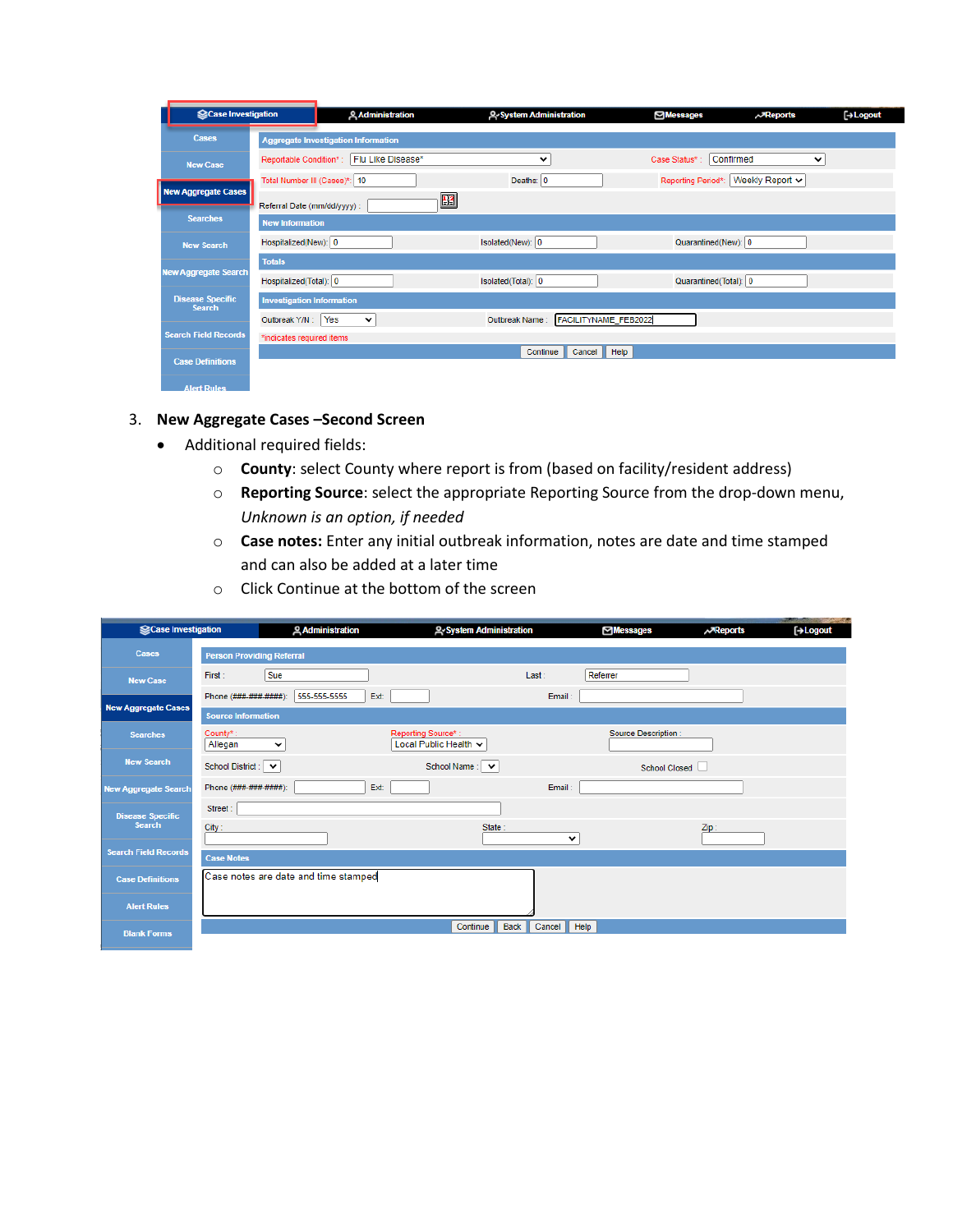3. **New Aggregate Cases –Second Screen**
   - Additional required fields:
     - **County**: select County where report is from (based on facility/resident address)
     - **Reporting Source**: select the appropriate Reporting Source from the drop-down menu, *Unknown is an option, if needed*
     - **Case notes:** Enter any initial outbreak information, notes are date and time stamped and can also be added at a later time
     - Click Continue at the bottom of the screen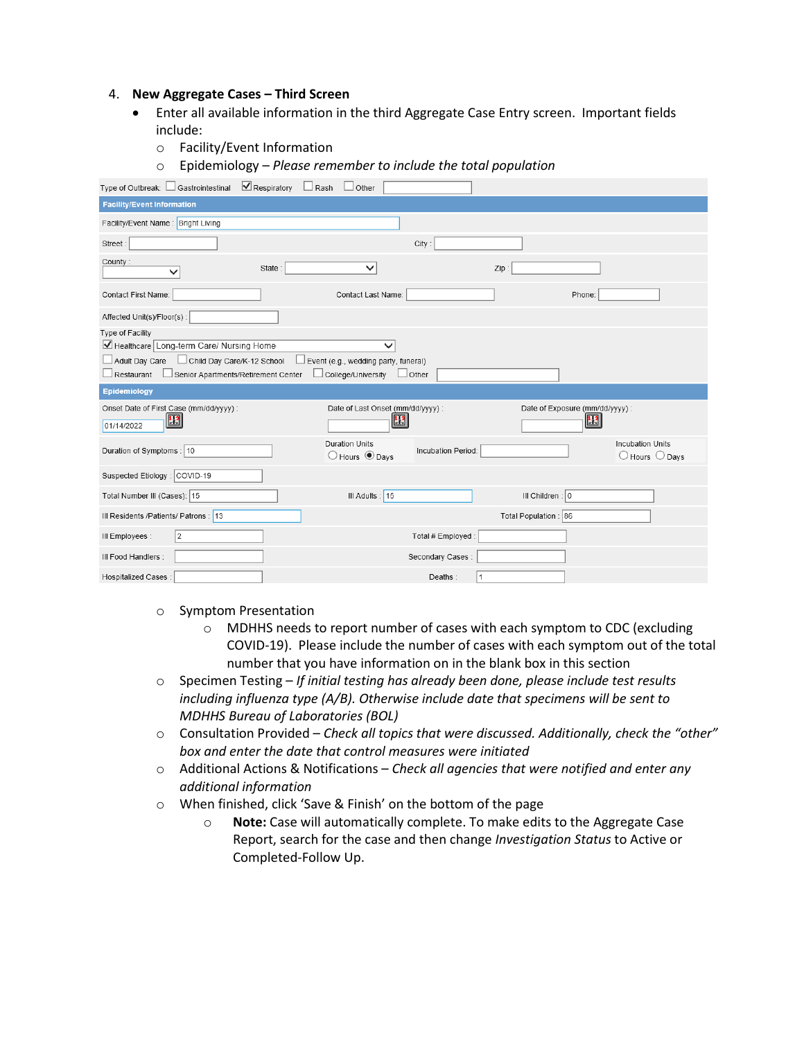4. **New Aggregate Cases – Third Screen**
   - Enter all available information in the third Aggregate Case Entry screen. Important fields include:
     - Facility/Event Information
     - Epidemiology – *Please remember to include the total population*

Type of Outbreak: ☐ Gastrointestinal ☑ Respiratory ☐ Rash ☐ Other [ ]

**Facility/Event Information**

| | | | | | |
|---|---|---|---|---|---|
| Facility/Event Name : | Bright Living | | | | |
| Street : | | City : | | | |
| County : | | State : | | Zip : | |
| Contact First Name: | | Contact Last Name: | | Phone: | |
| Affected Unit(s)/Floor(s) : | | | | | |

Type of Facility
☑ Healthcare [Long-term Care/ Nursing Home]
☐ Adult Day Care ☐ Child Day Care/K-12 School ☐ Event (e.g., wedding party, funeral)
☐ Restaurant ☐ Senior Apartments/Retirement Center ☐ College/University ☐ Other [ ]

**Epidemiology**

| | | | | | |
|---|---|---|---|---|---|
| Onset Date of First Case (mm/dd/yyyy) : | 01/14/2022 | Date of Last Onset (mm/dd/yyyy) : | | Date of Exposure (mm/dd/yyyy) : | |
| Duration of Symptoms : | 10 | Duration Units: ○ Hours ◉ Days | Incubation Period: | Incubation Units: ○ Hours ○ Days | |
| Suspected Etiology : | COVID-19 | | | | |
| Total Number Ill (Cases): | 15 | Ill Adults : | 15 | Ill Children : | 0 |
| Ill Residents /Patients/ Patrons : | 13 | | | Total Population : | 86 |
| Ill Employees : | 2 | Total # Employed : | | | |
| Ill Food Handlers : | | Secondary Cases : | | | |
| Hospitalized Cases : | | Deaths : | 1 | | |

- Symptom Presentation
  - MDHHS needs to report number of cases with each symptom to CDC (excluding COVID-19). Please include the number of cases with each symptom out of the total number that you have information on in the blank box in this section
- Specimen Testing – *If initial testing has already been done, please include test results including influenza type (A/B). Otherwise include date that specimens will be sent to MDHHS Bureau of Laboratories (BOL)*
- Consultation Provided – *Check all topics that were discussed. Additionally, check the "other" box and enter the date that control measures were initiated*
- Additional Actions & Notifications – *Check all agencies that were notified and enter any additional information*
- When finished, click 'Save & Finish' on the bottom of the page
  - **Note:** Case will automatically complete. To make edits to the Aggregate Case Report, search for the case and then change *Investigation Status* to Active or Completed-Follow Up.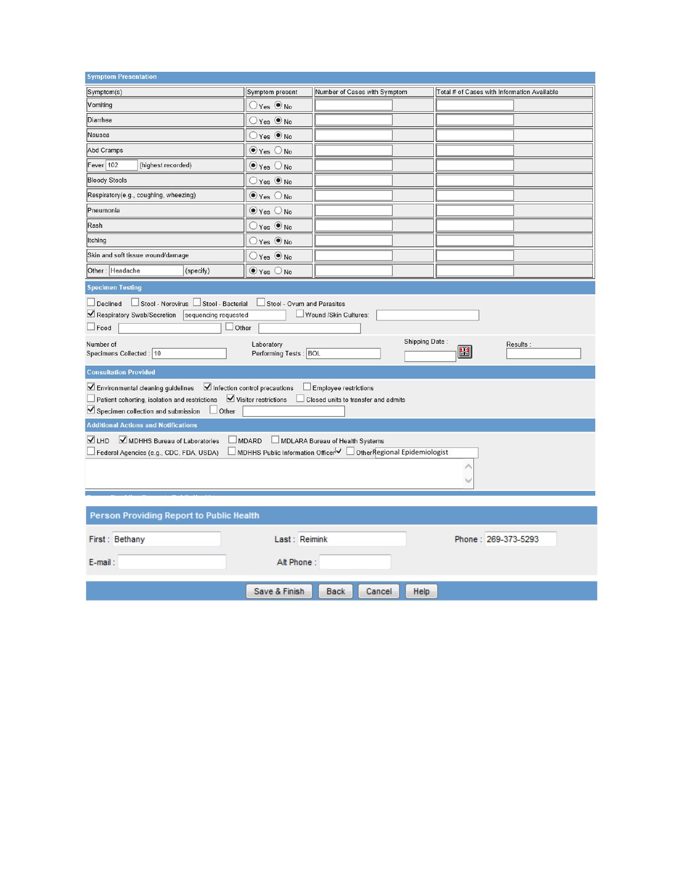## Symptom Presentation

| Symptom(s) | Symptom present | Number of Cases with Symptom | Total # of Cases with Information Available |
| --- | --- | --- | --- |
| Vomiting | ◯ Yes ◉ No | | |
| Diarrhea | ◯ Yes ◉ No | | |
| Nausea | ◯ Yes ◉ No | | |
| Abd Cramps | ◉ Yes ◯ No | | |
| Fever 102 (highest recorded) | ◉ Yes ◯ No | | |
| Bloody Stools | ◯ Yes ◉ No | | |
| Respiratory(e.g., coughing, wheezing) | ◉ Yes ◯ No | | |
| Pneumonia | ◉ Yes ◯ No | | |
| Rash | ◯ Yes ◉ No | | |
| Itching | ◯ Yes ◉ No | | |
| Skin and soft tissue wound/damage | ◯ Yes ◉ No | | |
| Other : Headache (specify) | ◉ Yes ◯ No | | |

## Specimen Testing

☐ Declined ☐ Stool - Norovirus ☐ Stool - Bacterial ☐ Stool - Ovum and Parasites

☑ Respiratory Swab/Secretion: sequencing requested ☐ Wound /Skin Cultures:

☐ Food ☐ Other

Number of Specimens Collected : 10

Laboratory Performing Tests : BOL

Shipping Date :

Results :

## Consultation Provided

☑ Environmental cleaning guidelines ☑ Infection control precautions ☐ Employee restrictions

☐ Patient cohorting, isolation and restrictions ☑ Visitor restrictions ☐ Closed units to transfer and admits

☑ Specimen collection and submission ☐ Other

## Additional Actions and Notifications

☑ LHD ☑ MDHHS Bureau of Laboratories ☐ MDARD ☐ MDLARA Bureau of Health Systems

☐ Federal Agencies (e.g., CDC, FDA, USDA) ☐ MDHHS Public Information Officer ☑ ☐ Other Regional Epidemiologist

## Person Providing Report to Public Health

First : Bethany

Last : Reimink

Phone : 269-373-5293

E-mail :

Alt Phone :

Save & Finish | Back | Cancel | Help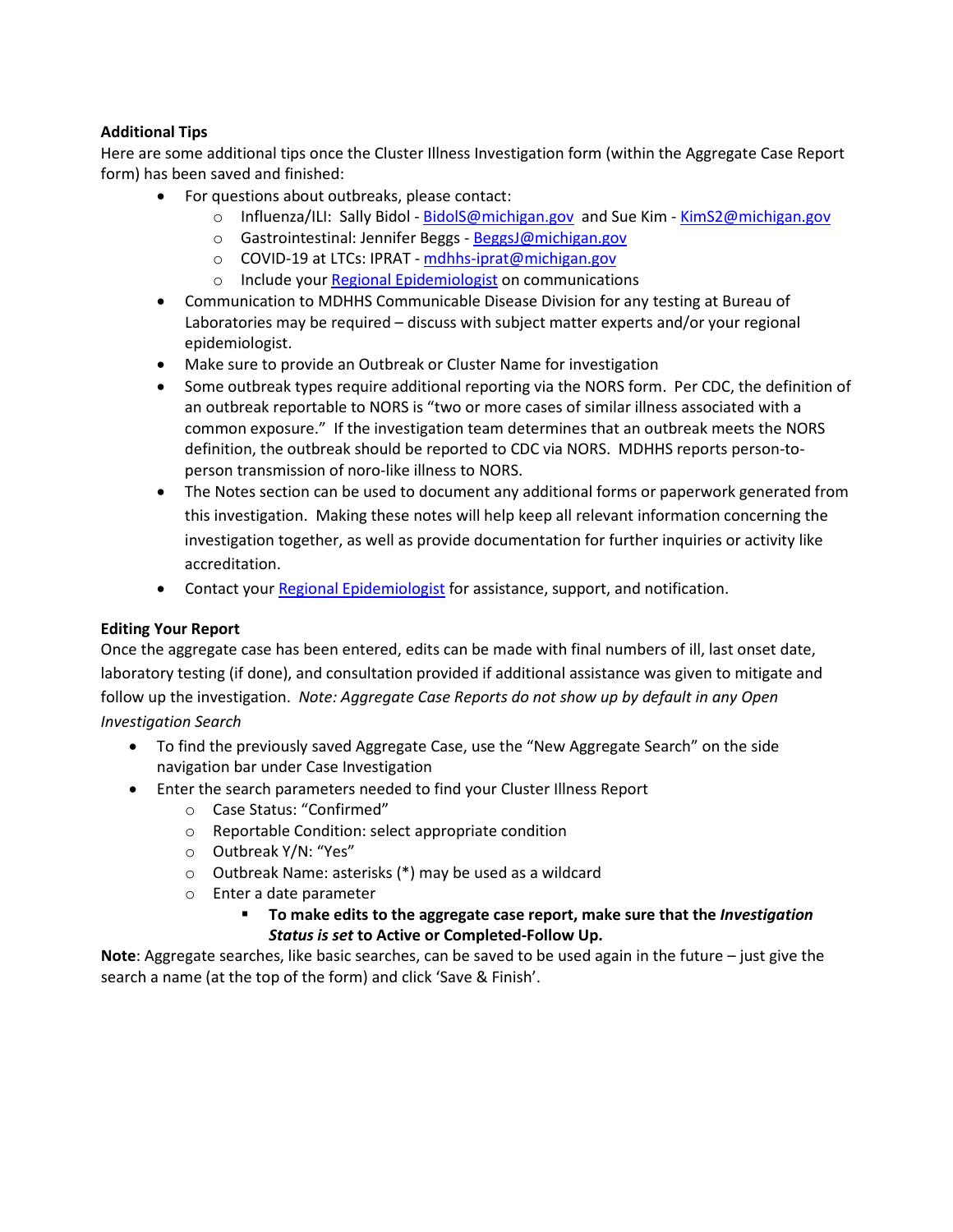**Additional Tips**

Here are some additional tips once the Cluster Illness Investigation form (within the Aggregate Case Report form) has been saved and finished:

- For questions about outbreaks, please contact:
    - Influenza/ILI: Sally Bidol - BidolS@michigan.gov and Sue Kim - KimS2@michigan.gov
    - Gastrointestinal: Jennifer Beggs - BeggsJ@michigan.gov
    - COVID-19 at LTCs: IPRAT - mdhhs-iprat@michigan.gov
    - Include your Regional Epidemiologist on communications
- Communication to MDHHS Communicable Disease Division for any testing at Bureau of Laboratories may be required – discuss with subject matter experts and/or your regional epidemiologist.
- Make sure to provide an Outbreak or Cluster Name for investigation
- Some outbreak types require additional reporting via the NORS form. Per CDC, the definition of an outbreak reportable to NORS is "two or more cases of similar illness associated with a common exposure." If the investigation team determines that an outbreak meets the NORS definition, the outbreak should be reported to CDC via NORS. MDHHS reports person-to-person transmission of noro-like illness to NORS.
- The Notes section can be used to document any additional forms or paperwork generated from this investigation. Making these notes will help keep all relevant information concerning the investigation together, as well as provide documentation for further inquiries or activity like accreditation.
- Contact your Regional Epidemiologist for assistance, support, and notification.

**Editing Your Report**

Once the aggregate case has been entered, edits can be made with final numbers of ill, last onset date, laboratory testing (if done), and consultation provided if additional assistance was given to mitigate and follow up the investigation. *Note: Aggregate Case Reports do not show up by default in any Open Investigation Search*

- To find the previously saved Aggregate Case, use the "New Aggregate Search" on the side navigation bar under Case Investigation
- Enter the search parameters needed to find your Cluster Illness Report
    - Case Status: "Confirmed"
    - Reportable Condition: select appropriate condition
    - Outbreak Y/N: "Yes"
    - Outbreak Name: asterisks (*) may be used as a wildcard
    - Enter a date parameter
        - **To make edits to the aggregate case report, make sure that the *Investigation Status is set* to Active or Completed-Follow Up.**

**Note**: Aggregate searches, like basic searches, can be saved to be used again in the future – just give the search a name (at the top of the form) and click 'Save & Finish'.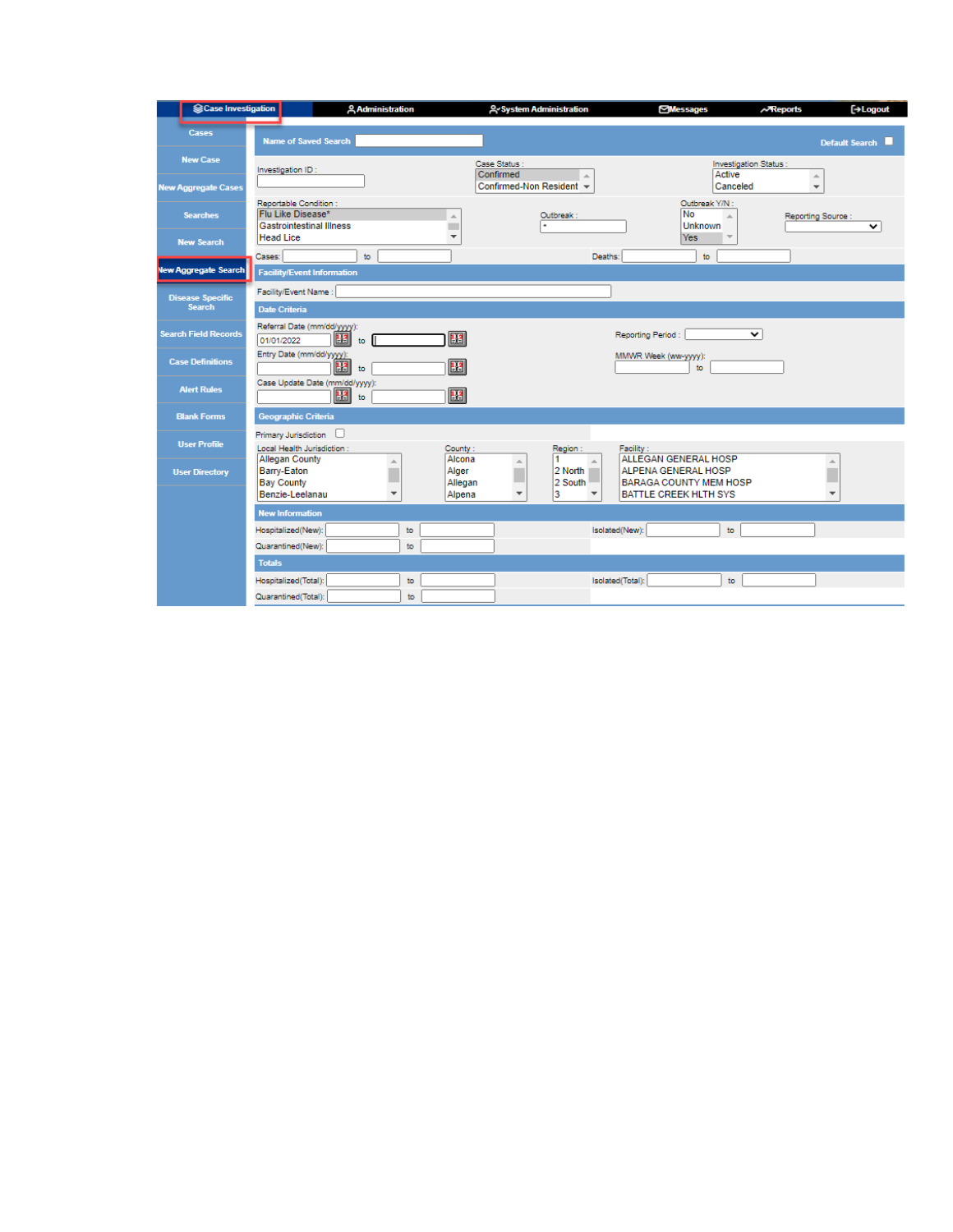Case Investigation | Administration | System Administration | Messages | Reports | Logout

- Cases
- New Case
- New Aggregate Cases
- Searches
- New Search
- New Aggregate Search
- Disease Specific Search
- Search Field Records
- Case Definitions
- Alert Rules
- Blank Forms
- User Profile
- User Directory

Name of Saved Search

Default Search

Investigation ID :

Case Status :
Confirmed
Confirmed-Non Resident

Investigation Status :
Active
Canceled

Reportable Condition :
Flu Like Disease*
Gastrointestinal Illness
Head Lice

Outbreak :
*

Outbreak Y/N :
No
Unknown
Yes

Reporting Source :

Cases: to

Deaths: to

**Facility/Event Information**

Facility/Event Name :

**Date Criteria**

Referral Date (mm/dd/yyyy):
01/01/2022 to

Reporting Period :

Entry Date (mm/dd/yyyy):
to

MMWR Week (ww-yyyy):
to

Case Update Date (mm/dd/yyyy):
to

**Geographic Criteria**

Primary Jurisdiction

Local Health Jurisdiction :
Allegan County
Barry-Eaton
Bay County
Benzie-Leelanau

County :
Alcona
Alger
Allegan
Alpena

Region :
1
2 North
2 South
3

Facility :
ALLEGAN GENERAL HOSP
ALPENA GENERAL HOSP
BARAGA COUNTY MEM HOSP
BATTLE CREEK HLTH SYS

**New Information**

Hospitalized(New): to

Isolated(New): to

Quarantined(New): to

**Totals**

Hospitalized(Total): to

Isolated(Total): to

Quarantined(Total): to